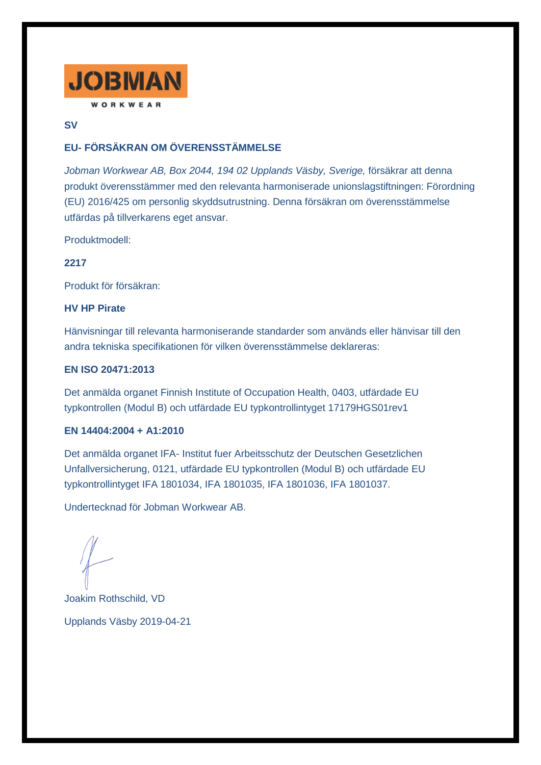JOBMAN

WORKWEAR

**SV**

## EU- FÖRSÄKRAN OM ÖVERENSSTÄMMELSE

*Jobman Workwear AB, Box 2044, 194 02 Upplands Väsby, Sverige,* försäkrar att denna produkt överensstämmer med den relevanta harmoniserade unionslagstiftningen: Förordning (EU) 2016/425 om personlig skyddsutrustning. Denna försäkran om överensstämmelse utfärdas på tillverkarens eget ansvar.

Produktmodell:

**2217**

Produkt för försäkran:

**HV HP Pirate**

Hänvisningar till relevanta harmoniserande standarder som används eller hänvisar till den andra tekniska specifikationen för vilken överensstämmelse deklareras:

**EN ISO 20471:2013**

Det anmälda organet Finnish Institute of Occupation Health, 0403, utfärdade EU typkontrollen (Modul B) och utfärdade EU typkontrollintyget 17179HGS01rev1

**EN 14404:2004 + A1:2010**

Det anmälda organet IFA- Institut fuer Arbeitsschutz der Deutschen Gesetzlichen Unfallversicherung, 0121, utfärdade EU typkontrollen (Modul B) och utfärdade EU typkontrollintyget IFA 1801034, IFA 1801035, IFA 1801036, IFA 1801037.

Undertecknad för Jobman Workwear AB.

Joakim Rothschild, VD

Upplands Väsby 2019-04-21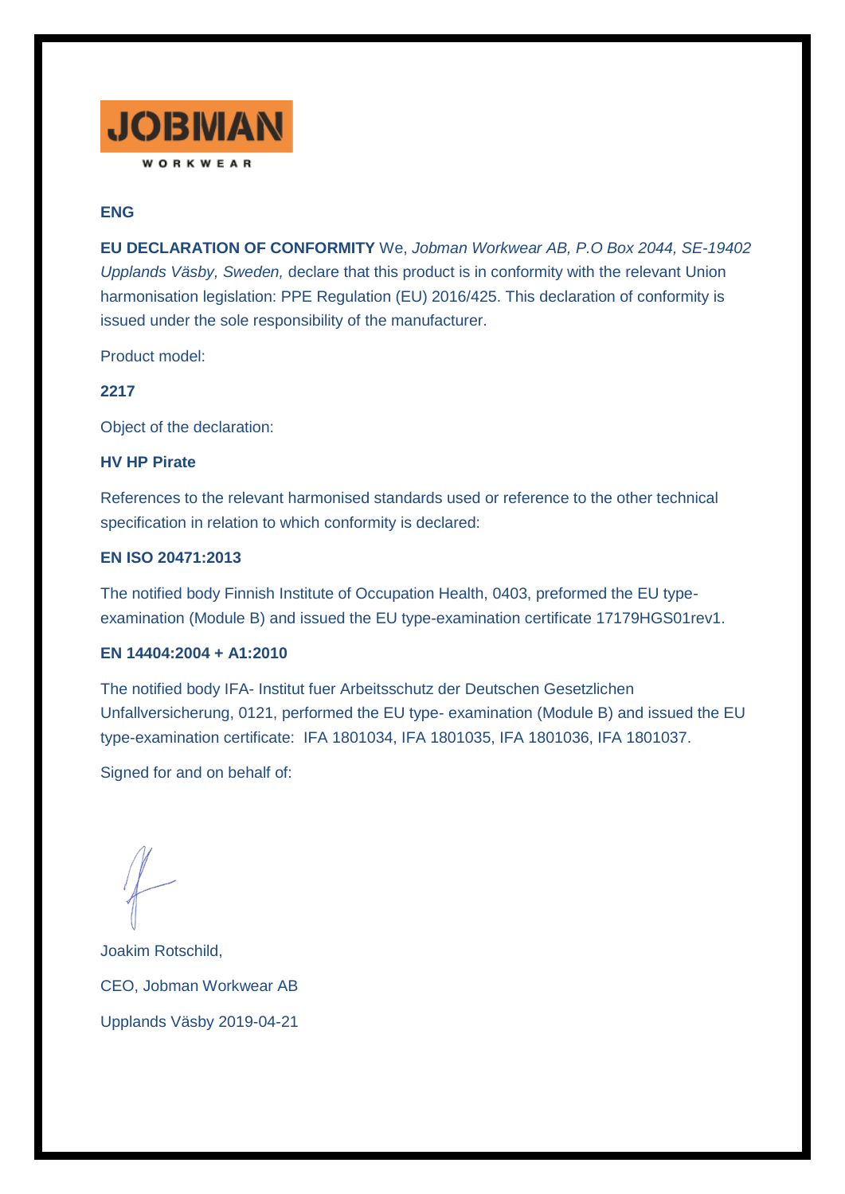JOBMAN

WORKWEAR

**ENG**

**EU DECLARATION OF CONFORMITY** We, *Jobman Workwear AB, P.O Box 2044, SE-19402 Upplands Väsby, Sweden,* declare that this product is in conformity with the relevant Union harmonisation legislation: PPE Regulation (EU) 2016/425. This declaration of conformity is issued under the sole responsibility of the manufacturer.

Product model:

**2217**

Object of the declaration:

**HV HP Pirate**

References to the relevant harmonised standards used or reference to the other technical specification in relation to which conformity is declared:

**EN ISO 20471:2013**

The notified body Finnish Institute of Occupation Health, 0403, preformed the EU type-examination (Module B) and issued the EU type-examination certificate 17179HGS01rev1.

**EN 14404:2004 + A1:2010**

The notified body IFA- Institut fuer Arbeitsschutz der Deutschen Gesetzlichen Unfallversicherung, 0121, performed the EU type- examination (Module B) and issued the EU type-examination certificate: IFA 1801034, IFA 1801035, IFA 1801036, IFA 1801037.

Signed for and on behalf of:

Joakim Rotschild,

CEO, Jobman Workwear AB

Upplands Väsby 2019-04-21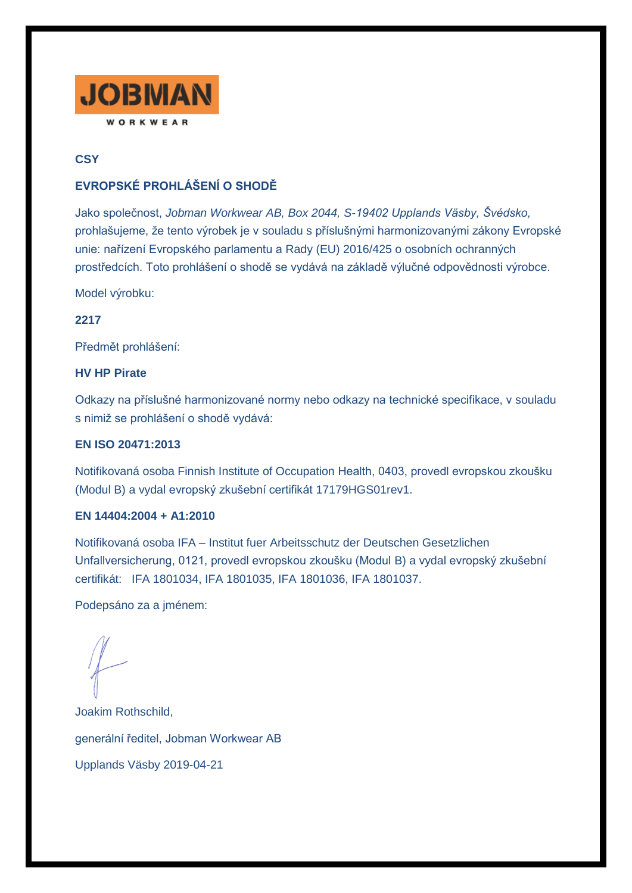JOBMAN

WORKWEAR

**CSY**

## EVROPSKÉ PROHLÁŠENÍ O SHODĚ

Jako společnost, *Jobman Workwear AB, Box 2044, S-19402 Upplands Väsby, Švédsko,* prohlašujeme, že tento výrobek je v souladu s příslušnými harmonizovanými zákony Evropské unie: nařízení Evropského parlamentu a Rady (EU) 2016/425 o osobních ochranných prostředcích. Toto prohlášení o shodě se vydává na základě výlučné odpovědnosti výrobce.

Model výrobku:

**2217**

Předmět prohlášení:

**HV HP Pirate**

Odkazy na příslušné harmonizované normy nebo odkazy na technické specifikace, v souladu s nimiž se prohlášení o shodě vydává:

**EN ISO 20471:2013**

Notifikovaná osoba Finnish Institute of Occupation Health, 0403, provedl evropskou zkoušku (Modul B) a vydal evropský zkušební certifikát 17179HGS01rev1.

**EN 14404:2004 + A1:2010**

Notifikovaná osoba IFA – Institut fuer Arbeitsschutz der Deutschen Gesetzlichen Unfallversicherung, 0121, provedl evropskou zkoušku (Modul B) a vydal evropský zkušební certifikát: IFA 1801034, IFA 1801035, IFA 1801036, IFA 1801037.

Podepsáno za a jménem:

Joakim Rothschild,

generální ředitel, Jobman Workwear AB

Upplands Väsby 2019-04-21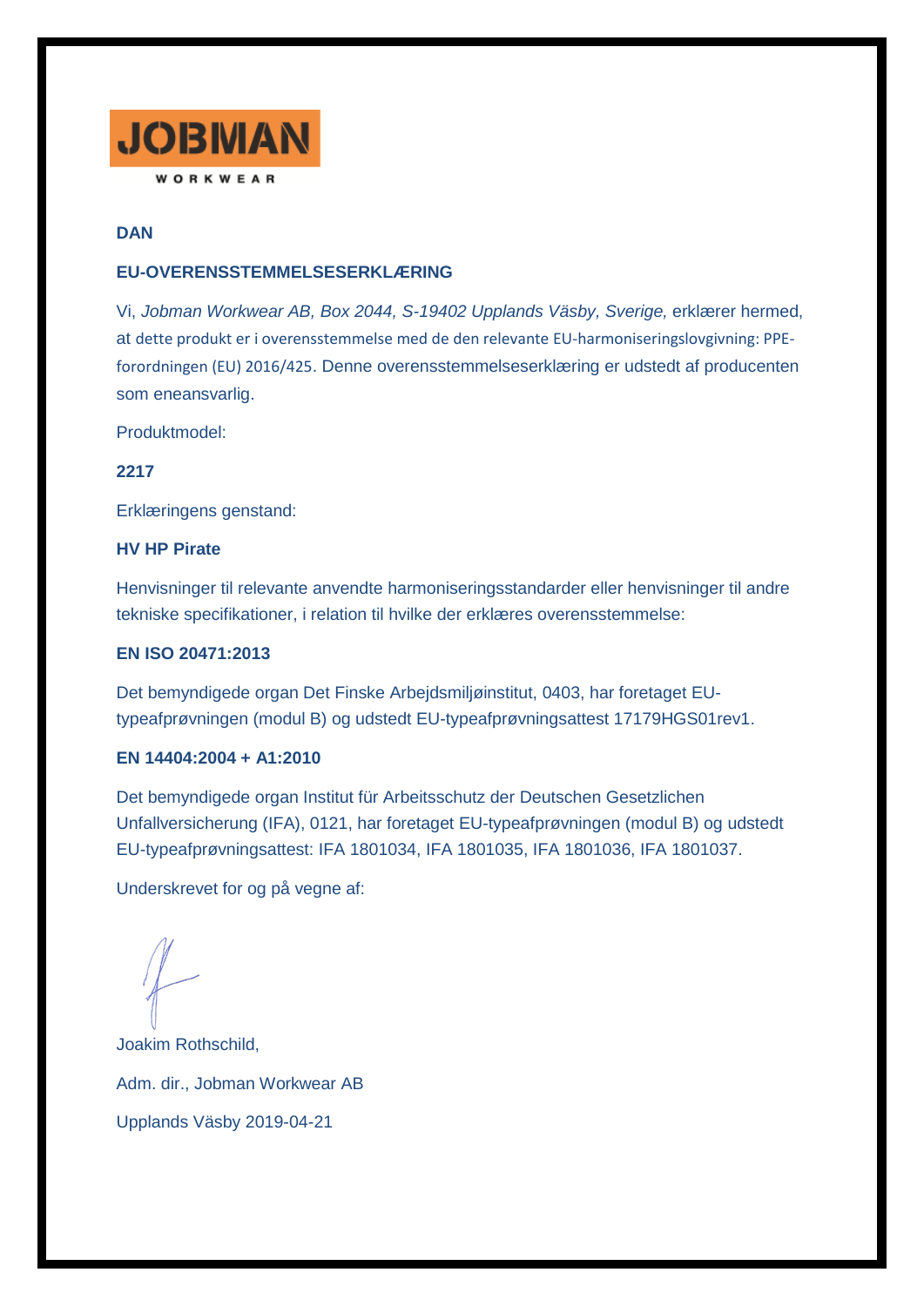JOBMAN

WORKWEAR

**DAN**

**EU-OVERENSSTEMMELSESERKLÆRING**

Vi, *Jobman Workwear AB, Box 2044, S-19402 Upplands Väsby, Sverige,* erklærer hermed, at dette produkt er i overensstemmelse med de den relevante EU-harmoniseringslovgivning: PPE-forordningen (EU) 2016/425. Denne overensstemmelseserklæring er udstedt af producenten som eneansvarlig.

Produktmodel:

**2217**

Erklæringens genstand:

**HV HP Pirate**

Henvisninger til relevante anvendte harmoniseringsstandarder eller henvisninger til andre tekniske specifikationer, i relation til hvilke der erklæres overensstemmelse:

**EN ISO 20471:2013**

Det bemyndigede organ Det Finske Arbejdsmiljøinstitut, 0403, har foretaget EU-typeafprøvningen (modul B) og udstedt EU-typeafprøvningsattest 17179HGS01rev1.

**EN 14404:2004 + A1:2010**

Det bemyndigede organ Institut für Arbeitsschutz der Deutschen Gesetzlichen Unfallversicherung (IFA), 0121, har foretaget EU-typeafprøvningen (modul B) og udstedt EU-typeafprøvningsattest: IFA 1801034, IFA 1801035, IFA 1801036, IFA 1801037.

Underskrevet for og på vegne af:

Joakim Rothschild,

Adm. dir., Jobman Workwear AB

Upplands Väsby 2019-04-21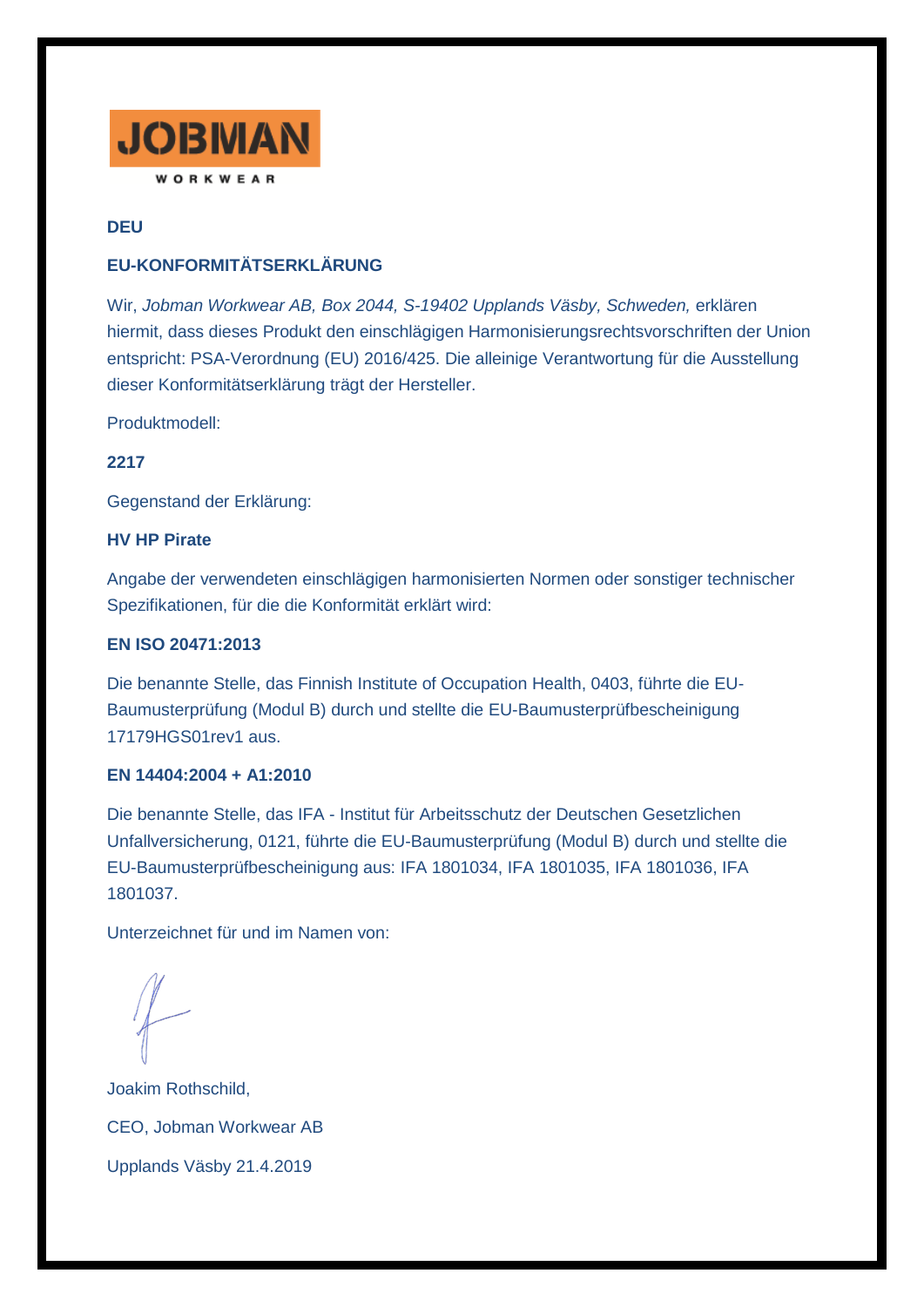JOBMAN WORKWEAR

**DEU**

**EU-KONFORMITÄTSERKLÄRUNG**

Wir, *Jobman Workwear AB, Box 2044, S-19402 Upplands Väsby, Schweden,* erklären hiermit, dass dieses Produkt den einschlägigen Harmonisierungsrechtsvorschriften der Union entspricht: PSA-Verordnung (EU) 2016/425. Die alleinige Verantwortung für die Ausstellung dieser Konformitätserklärung trägt der Hersteller.

Produktmodell:

**2217**

Gegenstand der Erklärung:

**HV HP Pirate**

Angabe der verwendeten einschlägigen harmonisierten Normen oder sonstiger technischer Spezifikationen, für die die Konformität erklärt wird:

**EN ISO 20471:2013**

Die benannte Stelle, das Finnish Institute of Occupation Health, 0403, führte die EU-Baumusterprüfung (Modul B) durch und stellte die EU-Baumusterprüfbescheinigung 17179HGS01rev1 aus.

**EN 14404:2004 + A1:2010**

Die benannte Stelle, das IFA - Institut für Arbeitsschutz der Deutschen Gesetzlichen Unfallversicherung, 0121, führte die EU-Baumusterprüfung (Modul B) durch und stellte die EU-Baumusterprüfbescheinigung aus: IFA 1801034, IFA 1801035, IFA 1801036, IFA 1801037.

Unterzeichnet für und im Namen von:

Joakim Rothschild,

CEO, Jobman Workwear AB

Upplands Väsby 21.4.2019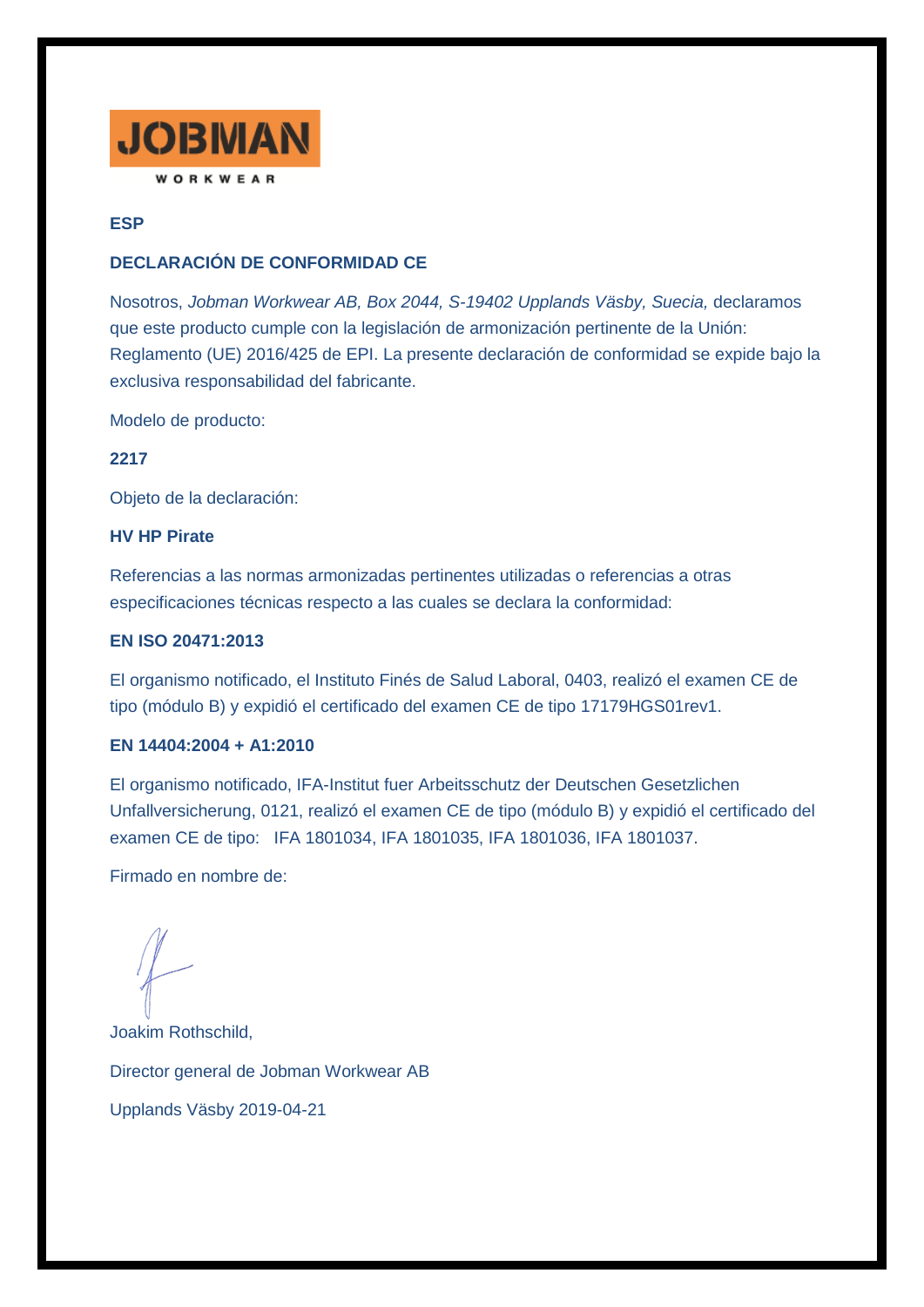JOBMAN

WORKWEAR

**ESP**

**DECLARACIÓN DE CONFORMIDAD CE**

Nosotros, *Jobman Workwear AB, Box 2044, S-19402 Upplands Väsby, Suecia,* declaramos que este producto cumple con la legislación de armonización pertinente de la Unión: Reglamento (UE) 2016/425 de EPI. La presente declaración de conformidad se expide bajo la exclusiva responsabilidad del fabricante.

Modelo de producto:

**2217**

Objeto de la declaración:

**HV HP Pirate**

Referencias a las normas armonizadas pertinentes utilizadas o referencias a otras especificaciones técnicas respecto a las cuales se declara la conformidad:

**EN ISO 20471:2013**

El organismo notificado, el Instituto Finés de Salud Laboral, 0403, realizó el examen CE de tipo (módulo B) y expidió el certificado del examen CE de tipo 17179HGS01rev1.

**EN 14404:2004 + A1:2010**

El organismo notificado, IFA-Institut fuer Arbeitsschutz der Deutschen Gesetzlichen Unfallversicherung, 0121, realizó el examen CE de tipo (módulo B) y expidió el certificado del examen CE de tipo: IFA 1801034, IFA 1801035, IFA 1801036, IFA 1801037.

Firmado en nombre de:

Joakim Rothschild,

Director general de Jobman Workwear AB

Upplands Väsby 2019-04-21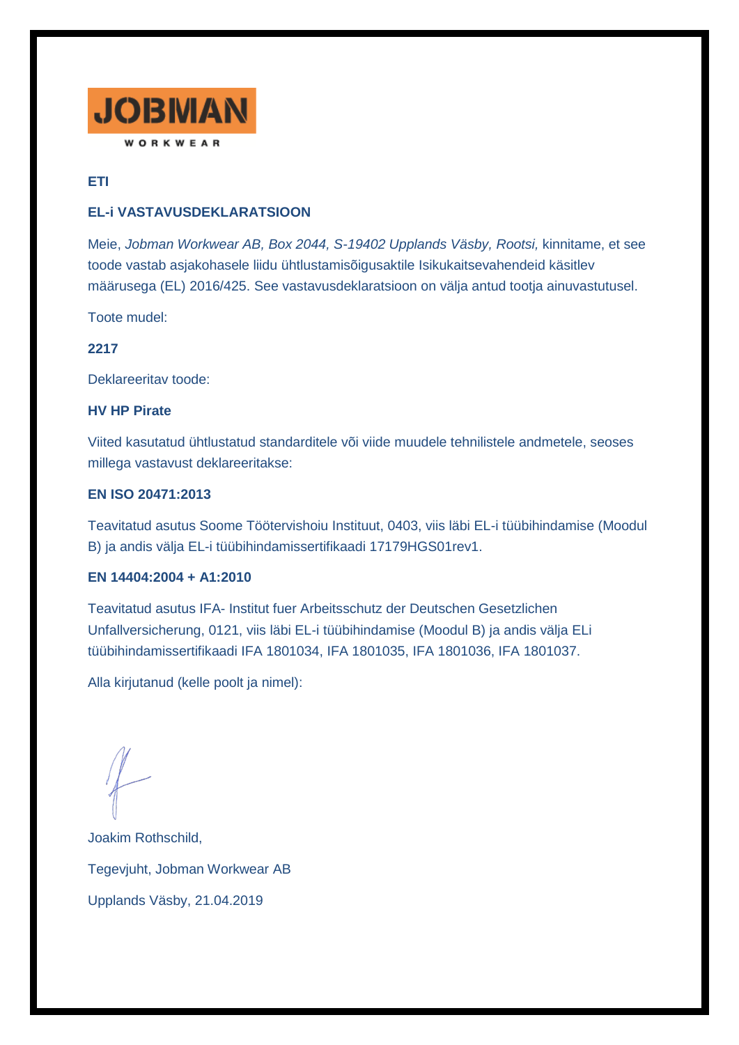**ETI**

## EL-i VASTAVUSDEKLARATSIOON

Meie, *Jobman Workwear AB, Box 2044, S-19402 Upplands Väsby, Rootsi,* kinnitame, et see toode vastab asjakohasele liidu ühtlustamisõigusaktile Isikukaitsevahendeid käsitlev määrusega (EL) 2016/425. See vastavusdeklaratsioon on välja antud tootja ainuvastutusel.

Toote mudel:

**2217**

Deklareeritav toode:

**HV HP Pirate**

Viited kasutatud ühtlustatud standarditele või viide muudele tehnilistele andmetele, seoses millega vastavust deklareeritakse:

**EN ISO 20471:2013**

Teavitatud asutus Soome Töötervishoiu Instituut, 0403, viis läbi EL-i tüübihindamise (Moodul B) ja andis välja EL-i tüübihindamissertifikaadi 17179HGS01rev1.

**EN 14404:2004 + A1:2010**

Teavitatud asutus IFA- Institut fuer Arbeitsschutz der Deutschen Gesetzlichen Unfallversicherung, 0121, viis läbi EL-i tüübihindamise (Moodul B) ja andis välja ELi tüübihindamissertifikaadi IFA 1801034, IFA 1801035, IFA 1801036, IFA 1801037.

Alla kirjutanud (kelle poolt ja nimel):

Joakim Rothschild,

Tegevjuht, Jobman Workwear AB

Upplands Väsby, 21.04.2019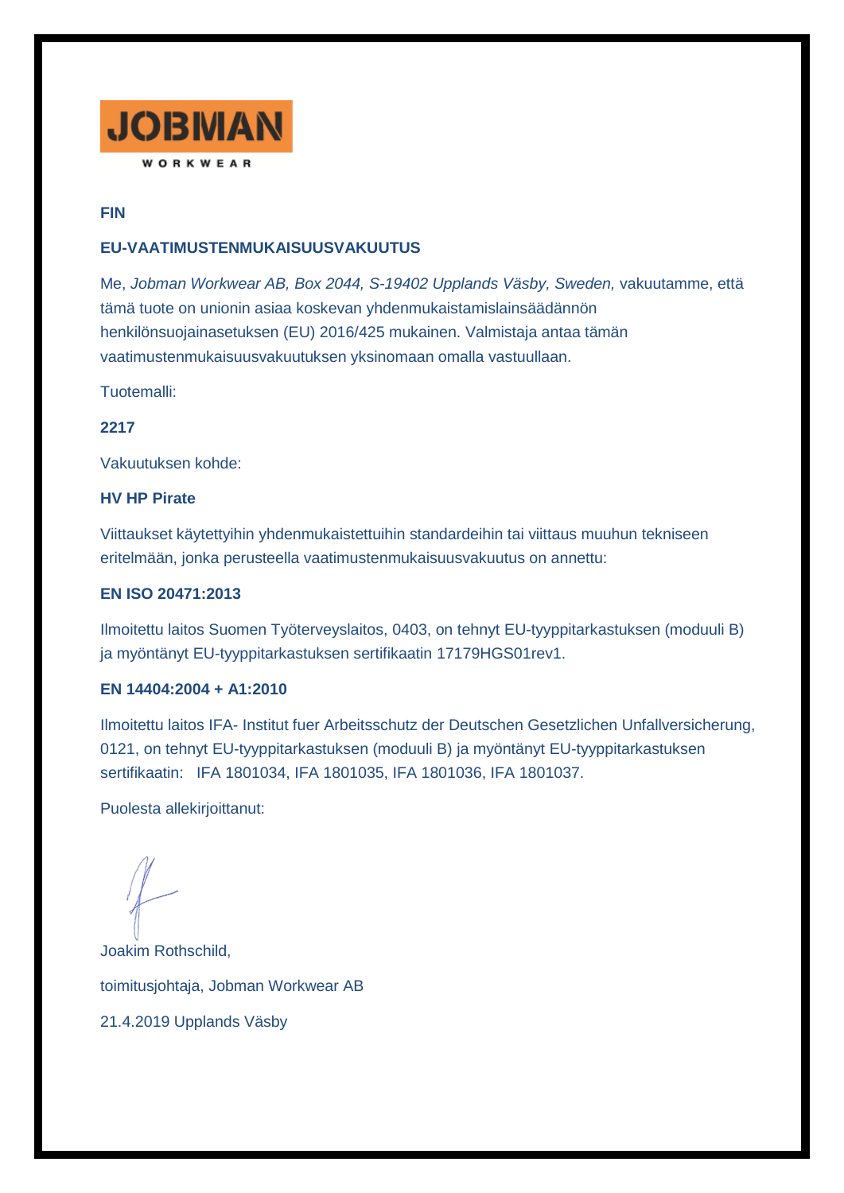JOBMAN

WORKWEAR

**FIN**

**EU-VAATIMUSTENMUKAISUUSVAKUUTUS**

Me, *Jobman Workwear AB, Box 2044, S-19402 Upplands Väsby, Sweden,* vakuutamme, että tämä tuote on unionin asiaa koskevan yhdenmukaistamislainsäädännön henkilönsuojainasetuksen (EU) 2016/425 mukainen. Valmistaja antaa tämän vaatimustenmukaisuusvakuutuksen yksinomaan omalla vastuullaan.

Tuotemalli:

**2217**

Vakuutuksen kohde:

**HV HP Pirate**

Viittaukset käytettyihin yhdenmukaistettuihin standardeihin tai viittaus muuhun tekniseen eritelmään, jonka perusteella vaatimustenmukaisuusvakuutus on annettu:

**EN ISO 20471:2013**

Ilmoitettu laitos Suomen Työterveyslaitos, 0403, on tehnyt EU-tyyppitarkastuksen (moduuli B) ja myöntänyt EU-tyyppitarkastuksen sertifikaatin 17179HGS01rev1.

**EN 14404:2004 + A1:2010**

Ilmoitettu laitos IFA- Institut fuer Arbeitsschutz der Deutschen Gesetzlichen Unfallversicherung, 0121, on tehnyt EU-tyyppitarkastuksen (moduuli B) ja myöntänyt EU-tyyppitarkastuksen sertifikaatin: IFA 1801034, IFA 1801035, IFA 1801036, IFA 1801037.

Puolesta allekirjoittanut:

Joakim Rothschild,

toimitusjohtaja, Jobman Workwear AB

21.4.2019 Upplands Väsby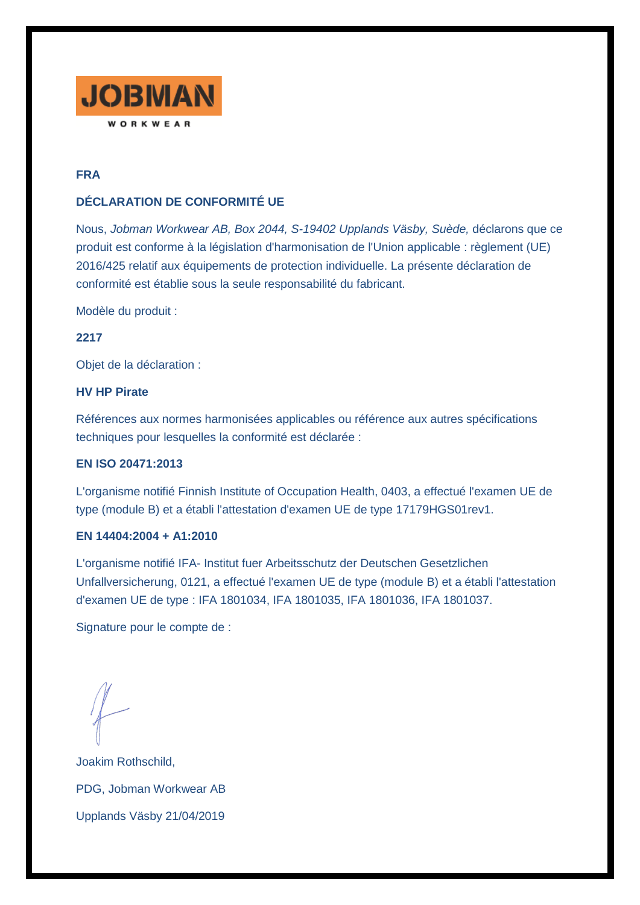JOBMAN

WORKWEAR

**FRA**

## DÉCLARATION DE CONFORMITÉ UE

Nous, *Jobman Workwear AB, Box 2044, S-19402 Upplands Väsby, Suède,* déclarons que ce produit est conforme à la législation d'harmonisation de l'Union applicable : règlement (UE) 2016/425 relatif aux équipements de protection individuelle. La présente déclaration de conformité est établie sous la seule responsabilité du fabricant.

Modèle du produit :

**2217**

Objet de la déclaration :

**HV HP Pirate**

Références aux normes harmonisées applicables ou référence aux autres spécifications techniques pour lesquelles la conformité est déclarée :

**EN ISO 20471:2013**

L'organisme notifié Finnish Institute of Occupation Health, 0403, a effectué l'examen UE de type (module B) et a établi l'attestation d'examen UE de type 17179HGS01rev1.

**EN 14404:2004 + A1:2010**

L'organisme notifié IFA- Institut fuer Arbeitsschutz der Deutschen Gesetzlichen Unfallversicherung, 0121, a effectué l'examen UE de type (module B) et a établi l'attestation d'examen UE de type : IFA 1801034, IFA 1801035, IFA 1801036, IFA 1801037.

Signature pour le compte de :

Joakim Rothschild,

PDG, Jobman Workwear AB

Upplands Väsby 21/04/2019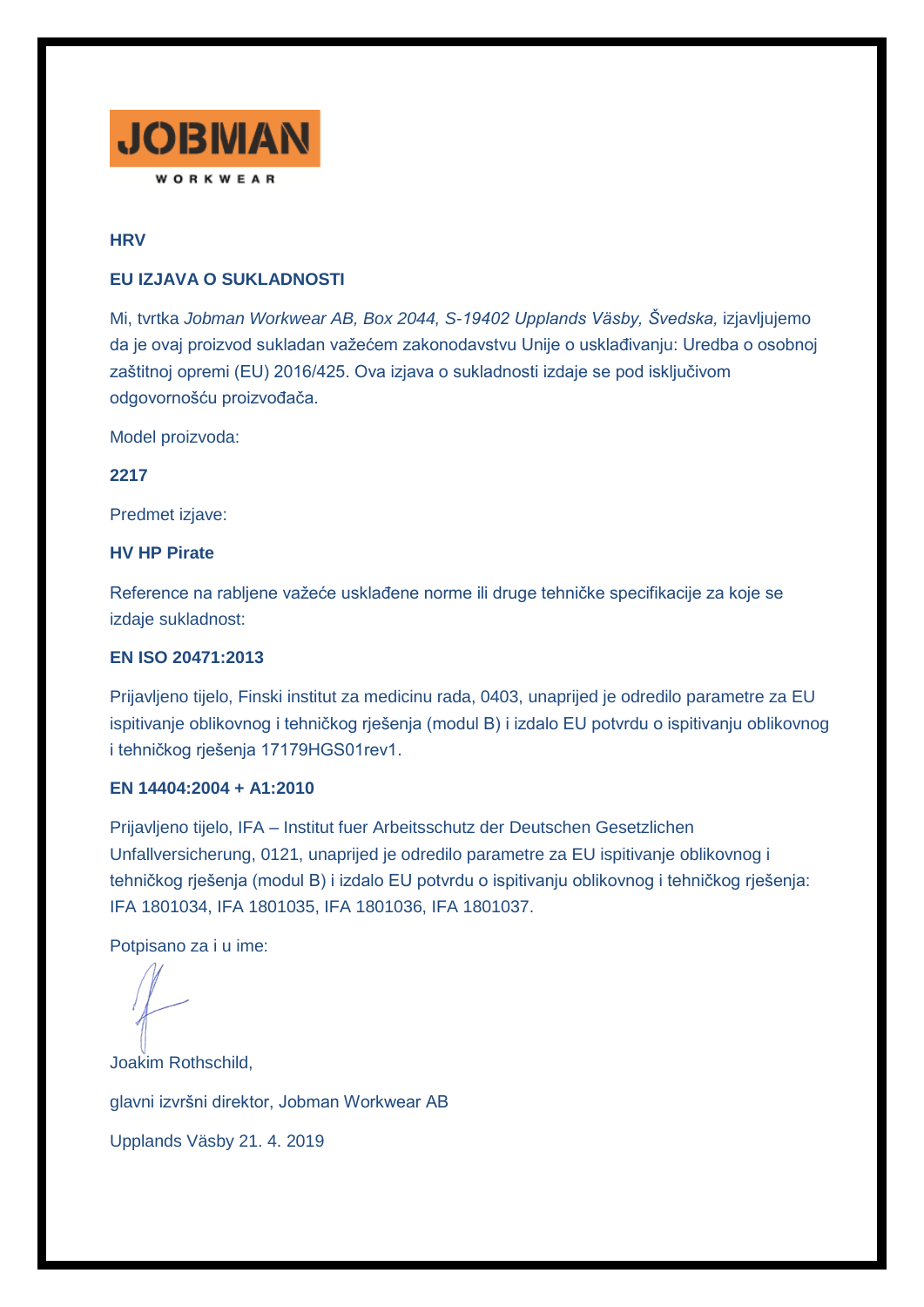JOBMAN
WORKWEAR

**HRV**

**EU IZJAVA O SUKLADNOSTI**

Mi, tvrtka *Jobman Workwear AB, Box 2044, S-19402 Upplands Väsby, Švedska,* izjavljujemo da je ovaj proizvod sukladan važećem zakonodavstvu Unije o usklađivanju: Uredba o osobnoj zaštitnoj opremi (EU) 2016/425. Ova izjava o sukladnosti izdaje se pod isključivom odgovornošću proizvođača.

Model proizvoda:

**2217**

Predmet izjave:

**HV HP Pirate**

Reference na rabljene važeće usklađene norme ili druge tehničke specifikacije za koje se izdaje sukladnost:

**EN ISO 20471:2013**

Prijavljeno tijelo, Finski institut za medicinu rada, 0403, unaprijed je odredilo parametre za EU ispitivanje oblikovnog i tehničkog rješenja (modul B) i izdalo EU potvrdu o ispitivanju oblikovnog i tehničkog rješenja 17179HGS01rev1.

**EN 14404:2004 + A1:2010**

Prijavljeno tijelo, IFA – Institut fuer Arbeitsschutz der Deutschen Gesetzlichen Unfallversicherung, 0121, unaprijed je odredilo parametre za EU ispitivanje oblikovnog i tehničkog rješenja (modul B) i izdalo EU potvrdu o ispitivanju oblikovnog i tehničkog rješenja: IFA 1801034, IFA 1801035, IFA 1801036, IFA 1801037.

Potpisano za i u ime:

Joakim Rothschild,

glavni izvršni direktor, Jobman Workwear AB

Upplands Väsby 21. 4. 2019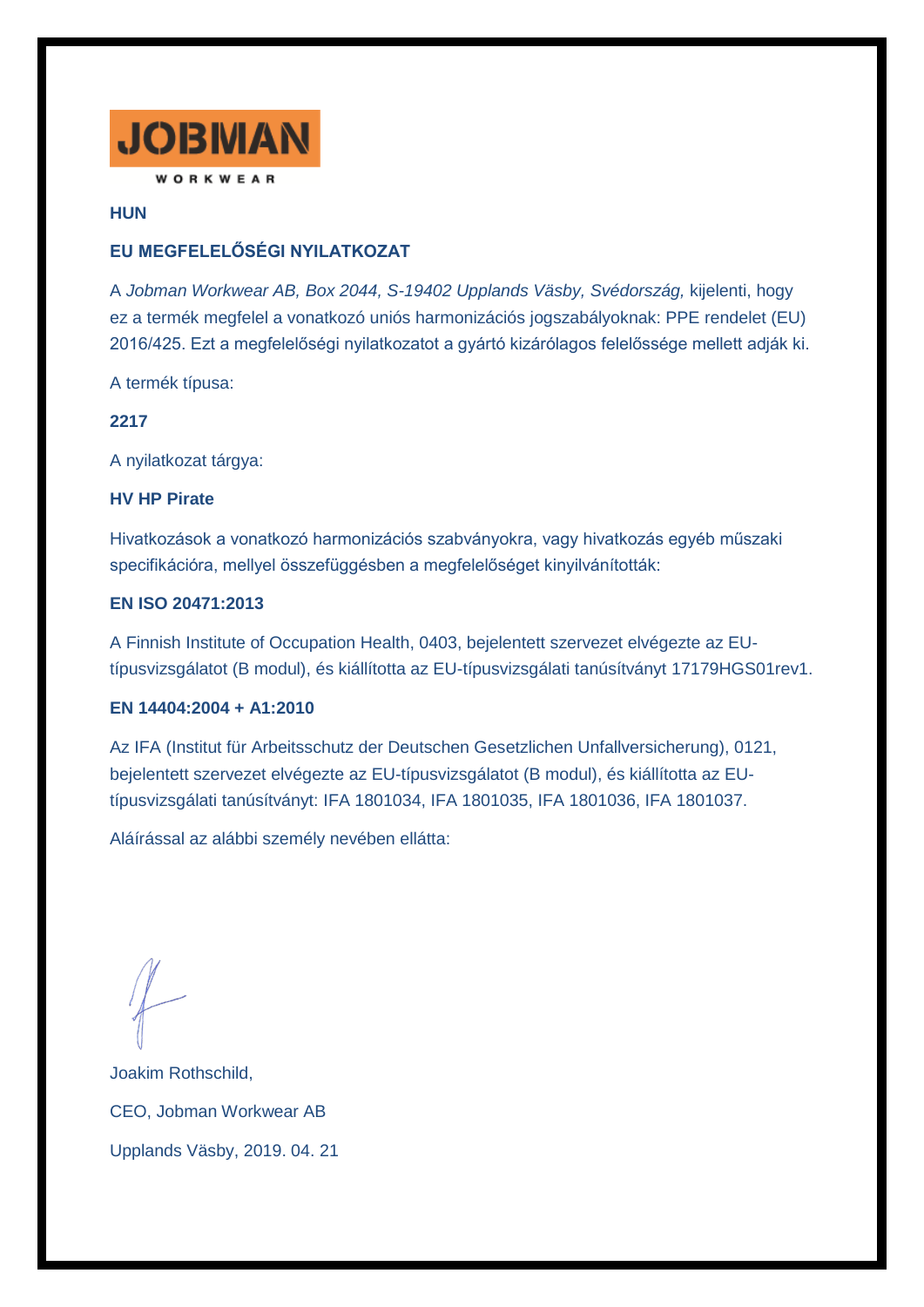**JOBMAN**

WORKWEAR

**HUN**

**EU MEGFELELŐSÉGI NYILATKOZAT**

A *Jobman Workwear AB, Box 2044, S-19402 Upplands Väsby, Svédország,* kijelenti, hogy ez a termék megfelel a vonatkozó uniós harmonizációs jogszabályoknak: PPE rendelet (EU) 2016/425. Ezt a megfelelőségi nyilatkozatot a gyártó kizárólagos felelőssége mellett adják ki.

A termék típusa:

**2217**

A nyilatkozat tárgya:

**HV HP Pirate**

Hivatkozások a vonatkozó harmonizációs szabványokra, vagy hivatkozás egyéb műszaki specifikációra, mellyel összefüggésben a megfelelőséget kinyilvánították:

**EN ISO 20471:2013**

A Finnish Institute of Occupation Health, 0403, bejelentett szervezet elvégezte az EU-típusvizsgálatot (B modul), és kiállította az EU-típusvizsgálati tanúsítványt 17179HGS01rev1.

**EN 14404:2004 + A1:2010**

Az IFA (Institut für Arbeitsschutz der Deutschen Gesetzlichen Unfallversicherung), 0121, bejelentett szervezet elvégezte az EU-típusvizsgálatot (B modul), és kiállította az EU-típusvizsgálati tanúsítványt: IFA 1801034, IFA 1801035, IFA 1801036, IFA 1801037.

Aláírással az alábbi személy nevében ellátta:

Joakim Rothschild,

CEO, Jobman Workwear AB

Upplands Väsby, 2019. 04. 21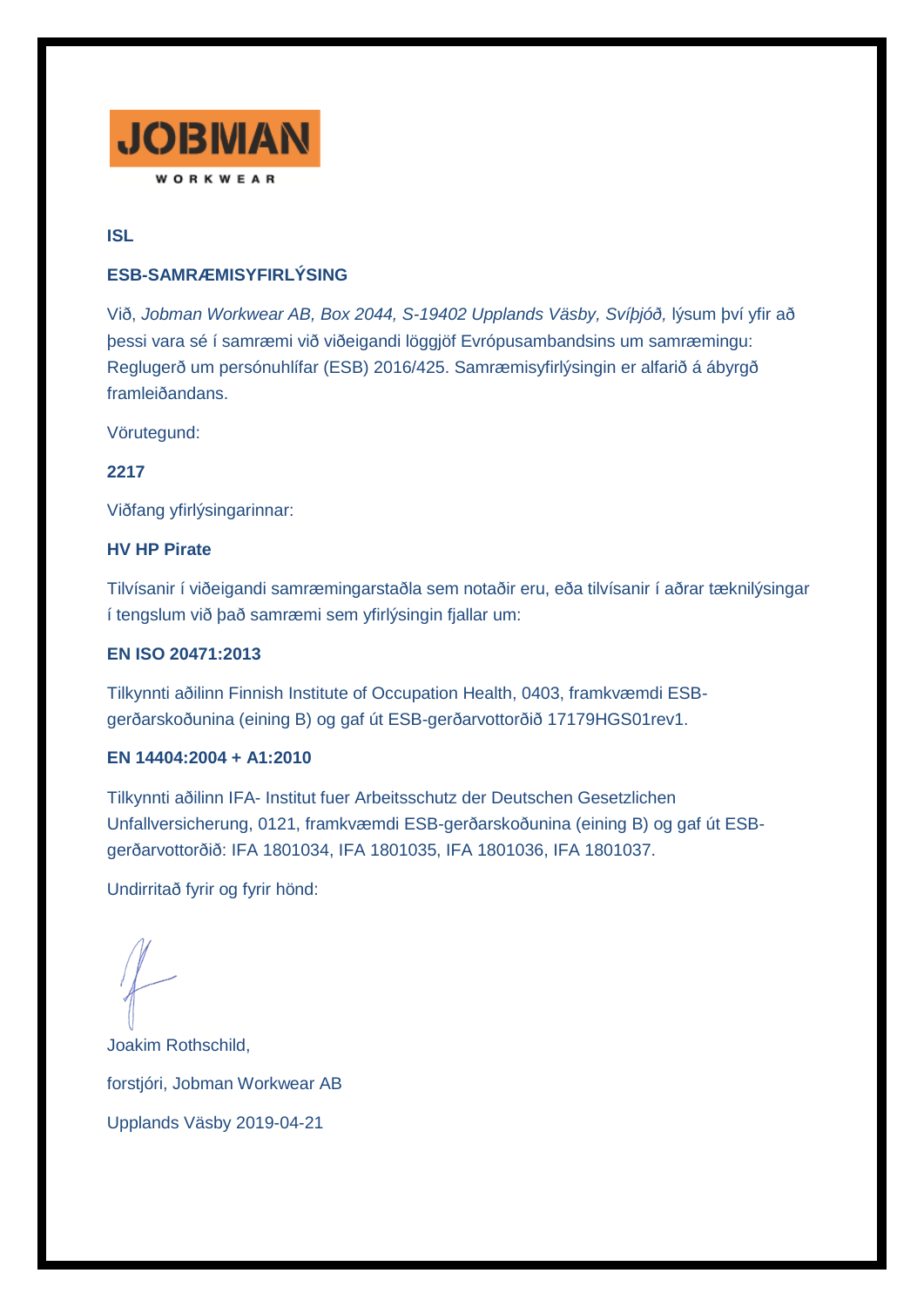JOBMAN
WORKWEAR

**ISL**

## ESB-SAMRÆMISYFIRLÝSING

Við, *Jobman Workwear AB, Box 2044, S-19402 Upplands Väsby, Svíþjóð,* lýsum því yfir að þessi vara sé í samræmi við viðeigandi löggjöf Evrópusambandsins um samræmingu: Reglugerð um persónuhlífar (ESB) 2016/425. Samræmisyfirlýsingin er alfarið á ábyrgð framleiðandans.

Vörutegund:

**2217**

Viðfang yfirlýsingarinnar:

**HV HP Pirate**

Tilvísanir í viðeigandi samræmingarstaðla sem notaðir eru, eða tilvísanir í aðrar tæknilýsingar í tengslum við það samræmi sem yfirlýsingin fjallar um:

**EN ISO 20471:2013**

Tilkynnti aðilinn Finnish Institute of Occupation Health, 0403, framkvæmdi ESB-gerðarskoðunina (eining B) og gaf út ESB-gerðarvottorðið 17179HGS01rev1.

**EN 14404:2004 + A1:2010**

Tilkynnti aðilinn IFA- Institut fuer Arbeitsschutz der Deutschen Gesetzlichen Unfallversicherung, 0121, framkvæmdi ESB-gerðarskoðunina (eining B) og gaf út ESB-gerðarvottorðið: IFA 1801034, IFA 1801035, IFA 1801036, IFA 1801037.

Undirritað fyrir og fyrir hönd:

Joakim Rothschild,

forstjóri, Jobman Workwear AB

Upplands Väsby 2019-04-21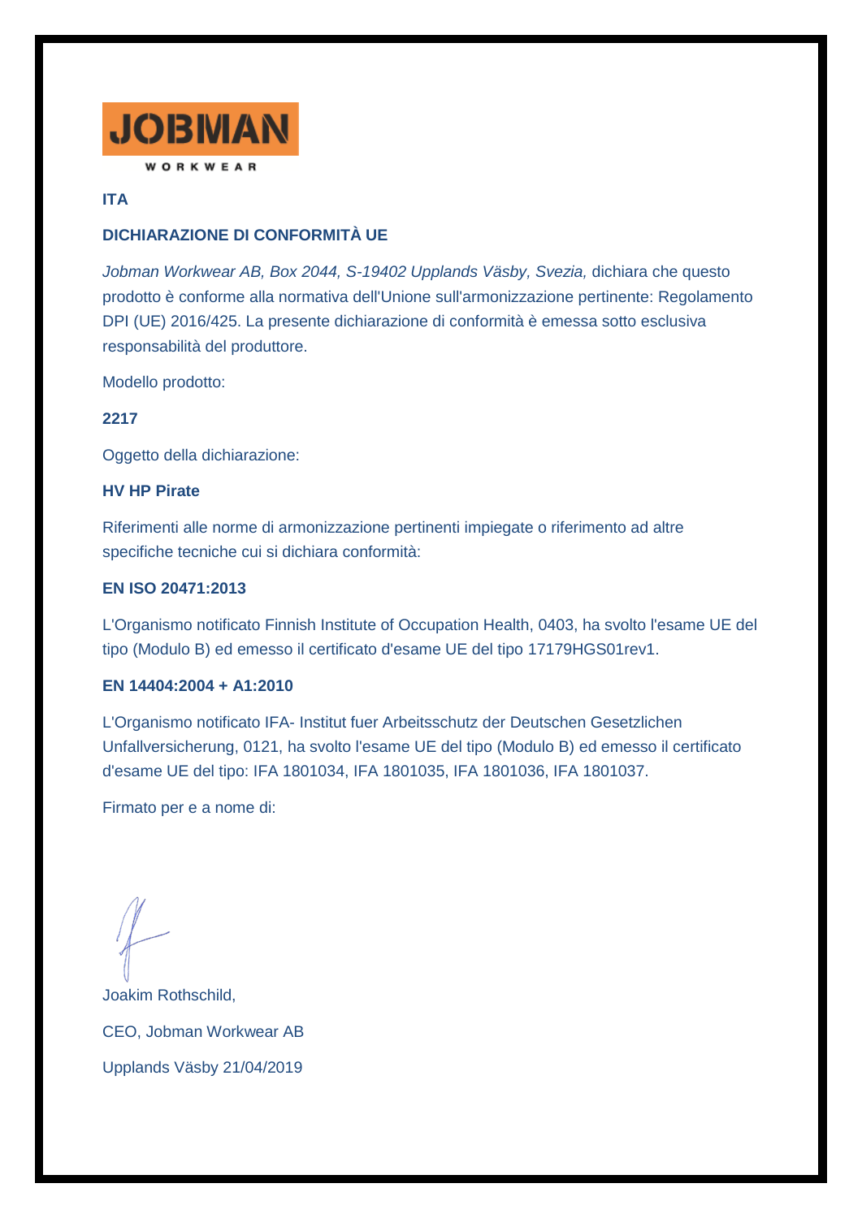JOBMAN WORKWEAR

**ITA**

## DICHIARAZIONE DI CONFORMITÀ UE

*Jobman Workwear AB, Box 2044, S-19402 Upplands Väsby, Svezia,* dichiara che questo prodotto è conforme alla normativa dell'Unione sull'armonizzazione pertinente: Regolamento DPI (UE) 2016/425. La presente dichiarazione di conformità è emessa sotto esclusiva responsabilità del produttore.

Modello prodotto:

**2217**

Oggetto della dichiarazione:

**HV HP Pirate**

Riferimenti alle norme di armonizzazione pertinenti impiegate o riferimento ad altre specifiche tecniche cui si dichiara conformità:

**EN ISO 20471:2013**

L'Organismo notificato Finnish Institute of Occupation Health, 0403, ha svolto l'esame UE del tipo (Modulo B) ed emesso il certificato d'esame UE del tipo 17179HGS01rev1.

**EN 14404:2004 + A1:2010**

L'Organismo notificato IFA- Institut fuer Arbeitsschutz der Deutschen Gesetzlichen Unfallversicherung, 0121, ha svolto l'esame UE del tipo (Modulo B) ed emesso il certificato d'esame UE del tipo: IFA 1801034, IFA 1801035, IFA 1801036, IFA 1801037.

Firmato per e a nome di:

Joakim Rothschild,

CEO, Jobman Workwear AB

Upplands Väsby 21/04/2019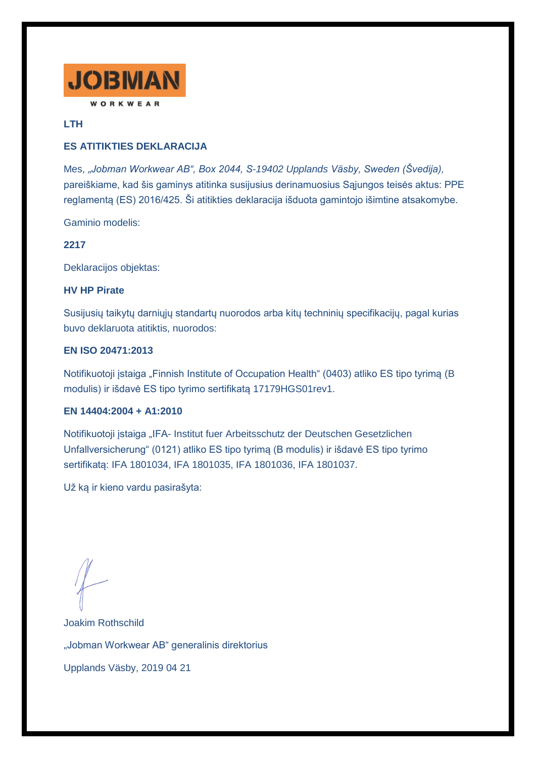JOBMAN

WORKWEAR

**LTH**

**ES ATITIKTIES DEKLARACIJA**

Mes, *„Jobman Workwear AB“, Box 2044, S-19402 Upplands Väsby, Sweden (Švedija),* pareiškiame, kad šis gaminys atitinka susijusius derinamuosius Sąjungos teisės aktus: PPE reglamentą (ES) 2016/425. Ši atitikties deklaracija išduota gamintojo išimtine atsakomybe.

Gaminio modelis:

**2217**

Deklaracijos objektas:

**HV HP Pirate**

Susijusių taikytų darniųjų standartų nuorodos arba kitų techninių specifikacijų, pagal kurias buvo deklaruota atitiktis, nuorodos:

**EN ISO 20471:2013**

Notifikuotoji įstaiga „Finnish Institute of Occupation Health“ (0403) atliko ES tipo tyrimą (B modulis) ir išdavė ES tipo tyrimo sertifikatą 17179HGS01rev1.

**EN 14404:2004 + A1:2010**

Notifikuotoji įstaiga „IFA- Institut fuer Arbeitsschutz der Deutschen Gesetzlichen Unfallversicherung“ (0121) atliko ES tipo tyrimą (B modulis) ir išdavė ES tipo tyrimo sertifikatą: IFA 1801034, IFA 1801035, IFA 1801036, IFA 1801037.

Už ką ir kieno vardu pasirašyta:

Joakim Rothschild

„Jobman Workwear AB“ generalinis direktorius

Upplands Väsby, 2019 04 21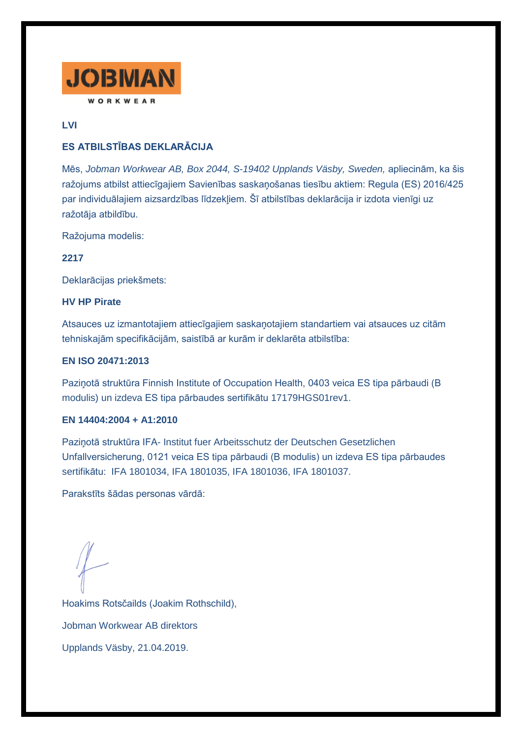JOBMAN
WORKWEAR

**LVI**

## ES ATBILSTĪBAS DEKLARĀCIJA

Mēs, *Jobman Workwear AB, Box 2044, S-19402 Upplands Väsby, Sweden,* apliecinām, ka šis ražojums atbilst attiecīgajiem Savienības saskaņošanas tiesību aktiem: Regula (ES) 2016/425 par individuālajiem aizsardzības līdzekļiem. Šī atbilstības deklarācija ir izdota vienīgi uz ražotāja atbildību.

Ražojuma modelis:

**2217**

Deklarācijas priekšmets:

**HV HP Pirate**

Atsauces uz izmantotajiem attiecīgajiem saskaņotajiem standartiem vai atsauces uz citām tehniskajām specifikācijām, saistībā ar kurām ir deklarēta atbilstība:

**EN ISO 20471:2013**

Paziņotā struktūra Finnish Institute of Occupation Health, 0403 veica ES tipa pārbaudi (B modulis) un izdeva ES tipa pārbaudes sertifikātu 17179HGS01rev1.

**EN 14404:2004 + A1:2010**

Paziņotā struktūra IFA- Institut fuer Arbeitsschutz der Deutschen Gesetzlichen Unfallversicherung, 0121 veica ES tipa pārbaudi (B modulis) un izdeva ES tipa pārbaudes sertifikātu: IFA 1801034, IFA 1801035, IFA 1801036, IFA 1801037.

Parakstīts šādas personas vārdā:

Hoakims Rotsčailds (Joakim Rothschild),

Jobman Workwear AB direktors

Upplands Väsby, 21.04.2019.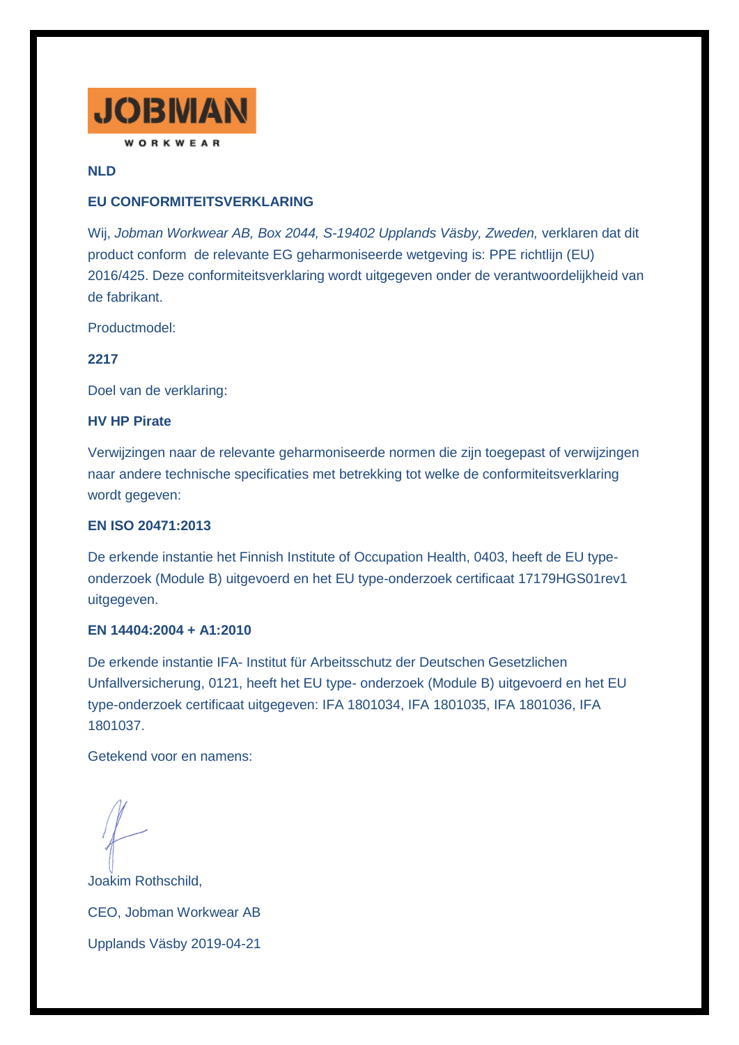JOBMAN

WORKWEAR

**NLD**

**EU CONFORMITEITSVERKLARING**

Wij, *Jobman Workwear AB, Box 2044, S-19402 Upplands Väsby, Zweden,* verklaren dat dit product conform de relevante EG geharmoniseerde wetgeving is: PPE richtlijn (EU) 2016/425. Deze conformiteitsverklaring wordt uitgegeven onder de verantwoordelijkheid van de fabrikant.

Productmodel:

**2217**

Doel van de verklaring:

**HV HP Pirate**

Verwijzingen naar de relevante geharmoniseerde normen die zijn toegepast of verwijzingen naar andere technische specificaties met betrekking tot welke de conformiteitsverklaring wordt gegeven:

**EN ISO 20471:2013**

De erkende instantie het Finnish Institute of Occupation Health, 0403, heeft de EU type-onderzoek (Module B) uitgevoerd en het EU type-onderzoek certificaat 17179HGS01rev1 uitgegeven.

**EN 14404:2004 + A1:2010**

De erkende instantie IFA- Institut für Arbeitsschutz der Deutschen Gesetzlichen Unfallversicherung, 0121, heeft het EU type- onderzoek (Module B) uitgevoerd en het EU type-onderzoek certificaat uitgegeven: IFA 1801034, IFA 1801035, IFA 1801036, IFA 1801037.

Getekend voor en namens:

Joakim Rothschild,

CEO, Jobman Workwear AB

Upplands Väsby 2019-04-21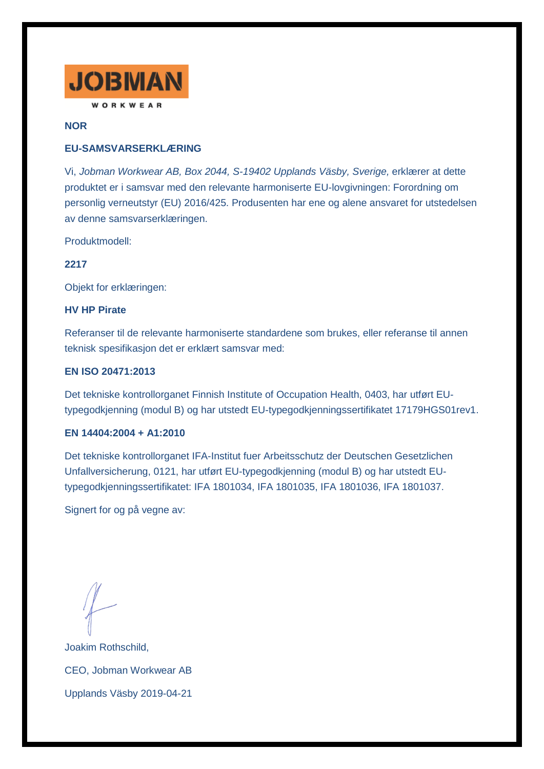JOBMAN

WORKWEAR

**NOR**

**EU-SAMSVARSERKLÆRING**

Vi, *Jobman Workwear AB, Box 2044, S-19402 Upplands Väsby, Sverige,* erklærer at dette produktet er i samsvar med den relevante harmoniserte EU-lovgivningen: Forordning om personlig verneutstyr (EU) 2016/425. Produsenten har ene og alene ansvaret for utstedelsen av denne samsvarserklæringen.

Produktmodell:

**2217**

Objekt for erklæringen:

**HV HP Pirate**

Referanser til de relevante harmoniserte standardene som brukes, eller referanse til annen teknisk spesifikasjon det er erklært samsvar med:

**EN ISO 20471:2013**

Det tekniske kontrollorganet Finnish Institute of Occupation Health, 0403, har utført EU-typegodkjenning (modul B) og har utstedt EU-typegodkjenningssertifikatet 17179HGS01rev1.

**EN 14404:2004 + A1:2010**

Det tekniske kontrollorganet IFA-Institut fuer Arbeitsschutz der Deutschen Gesetzlichen Unfallversicherung, 0121, har utført EU-typegodkjenning (modul B) og har utstedt EU-typegodkjenningssertifikatet: IFA 1801034, IFA 1801035, IFA 1801036, IFA 1801037.

Signert for og på vegne av:

Joakim Rothschild,

CEO, Jobman Workwear AB

Upplands Väsby 2019-04-21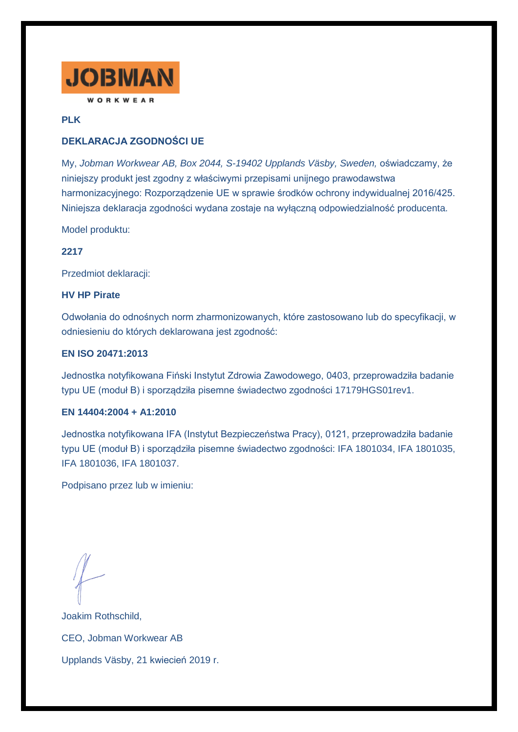JOBMAN

WORKWEAR

**PLK**

**DEKLARACJA ZGODNOŚCI UE**

My, *Jobman Workwear AB, Box 2044, S-19402 Upplands Väsby, Sweden,* oświadczamy, że niniejszy produkt jest zgodny z właściwymi przepisami unijnego prawodawstwa harmonizacyjnego: Rozporządzenie UE w sprawie środków ochrony indywidualnej 2016/425. Niniejsza deklaracja zgodności wydana zostaje na wyłączną odpowiedzialność producenta.

Model produktu:

**2217**

Przedmiot deklaracji:

**HV HP Pirate**

Odwołania do odnośnych norm zharmonizowanych, które zastosowano lub do specyfikacji, w odniesieniu do których deklarowana jest zgodność:

**EN ISO 20471:2013**

Jednostka notyfikowana Fiński Instytut Zdrowia Zawodowego, 0403, przeprowadziła badanie typu UE (moduł B) i sporządziła pisemne świadectwo zgodności 17179HGS01rev1.

**EN 14404:2004 + A1:2010**

Jednostka notyfikowana IFA (Instytut Bezpieczeństwa Pracy), 0121, przeprowadziła badanie typu UE (moduł B) i sporządziła pisemne świadectwo zgodności: IFA 1801034, IFA 1801035, IFA 1801036, IFA 1801037.

Podpisano przez lub w imieniu:

Joakim Rothschild,

CEO, Jobman Workwear AB

Upplands Väsby, 21 kwiecień 2019 r.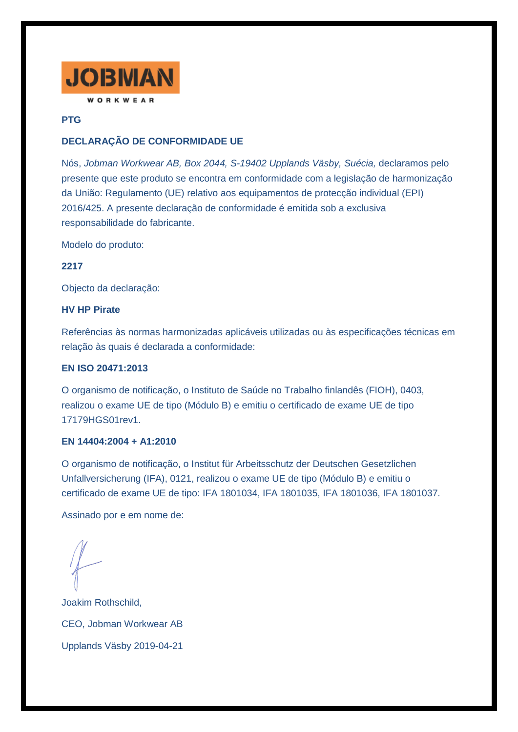**JOBMAN**
WORKWEAR

**PTG**

**DECLARAÇÃO DE CONFORMIDADE UE**

Nós, *Jobman Workwear AB, Box 2044, S-19402 Upplands Väsby, Suécia,* declaramos pelo presente que este produto se encontra em conformidade com a legislação de harmonização da União: Regulamento (UE) relativo aos equipamentos de protecção individual (EPI) 2016/425. A presente declaração de conformidade é emitida sob a exclusiva responsabilidade do fabricante.

Modelo do produto:

**2217**

Objecto da declaração:

**HV HP Pirate**

Referências às normas harmonizadas aplicáveis utilizadas ou às especificações técnicas em relação às quais é declarada a conformidade:

**EN ISO 20471:2013**

O organismo de notificação, o Instituto de Saúde no Trabalho finlandês (FIOH), 0403, realizou o exame UE de tipo (Módulo B) e emitiu o certificado de exame UE de tipo 17179HGS01rev1.

**EN 14404:2004 + A1:2010**

O organismo de notificação, o Institut für Arbeitsschutz der Deutschen Gesetzlichen Unfallversicherung (IFA), 0121, realizou o exame UE de tipo (Módulo B) e emitiu o certificado de exame UE de tipo: IFA 1801034, IFA 1801035, IFA 1801036, IFA 1801037.

Assinado por e em nome de:

Joakim Rothschild,

CEO, Jobman Workwear AB

Upplands Väsby 2019-04-21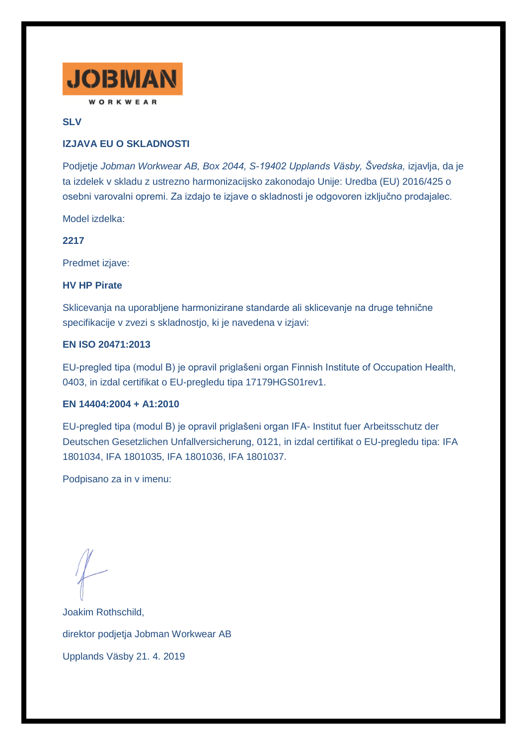JOBMAN

WORKWEAR

**SLV**

**IZJAVA EU O SKLADNOSTI**

Podjetje *Jobman Workwear AB, Box 2044, S-19402 Upplands Väsby, Švedska,* izjavlja, da je ta izdelek v skladu z ustrezno harmonizacijsko zakonodajo Unije: Uredba (EU) 2016/425 o osebni varovalni opremi. Za izdajo te izjave o skladnosti je odgovoren izključno prodajalec.

Model izdelka:

**2217**

Predmet izjave:

**HV HP Pirate**

Sklicevanja na uporabljene harmonizirane standarde ali sklicevanje na druge tehnične specifikacije v zvezi s skladnostjo, ki je navedena v izjavi:

**EN ISO 20471:2013**

EU-pregled tipa (modul B) je opravil priglašeni organ Finnish Institute of Occupation Health, 0403, in izdal certifikat o EU-pregledu tipa 17179HGS01rev1.

**EN 14404:2004 + A1:2010**

EU-pregled tipa (modul B) je opravil priglašeni organ IFA- Institut fuer Arbeitsschutz der Deutschen Gesetzlichen Unfallversicherung, 0121, in izdal certifikat o EU-pregledu tipa: IFA 1801034, IFA 1801035, IFA 1801036, IFA 1801037.

Podpisano za in v imenu:

Joakim Rothschild,

direktor podjetja Jobman Workwear AB

Upplands Väsby 21. 4. 2019